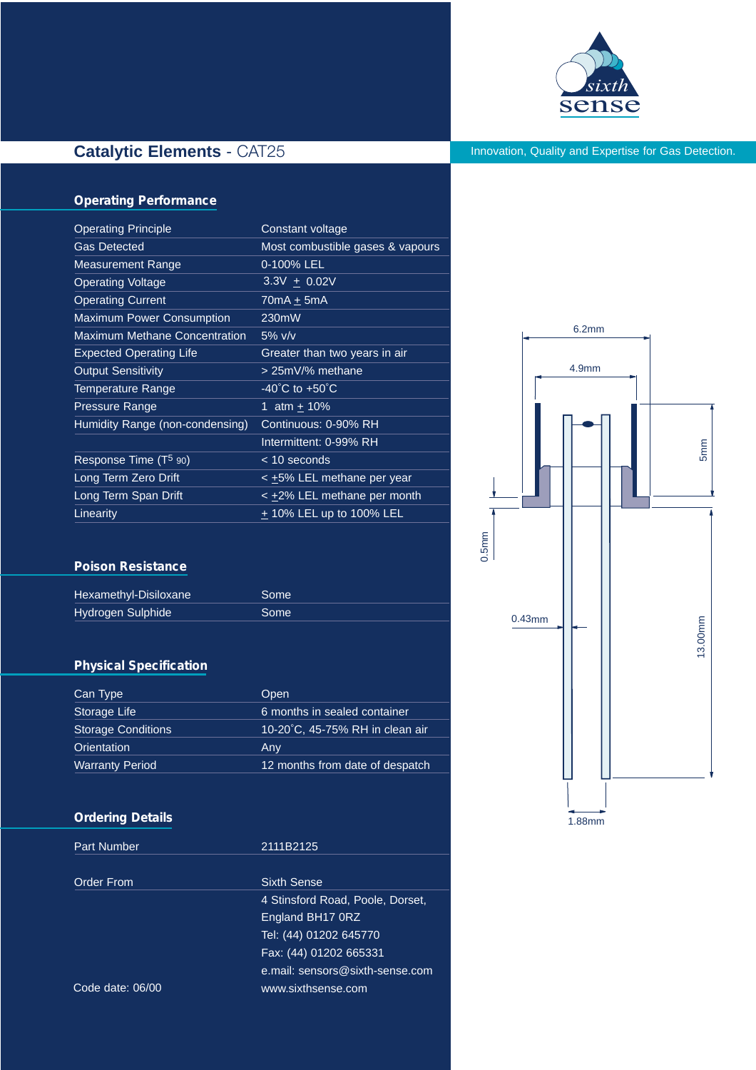# Catalytic Elements - CAT25

Innovation, Quality and Expertise for Gas Detection.

## Operating Performance

| | |
|---|---|
| Operating Principle | Constant voltage |
| Gas Detected | Most combustible gases & vapours |
| Measurement Range | 0-100% LEL |
| Operating Voltage | 3.3V ± 0.02V |
| Operating Current | 70mA ± 5mA |
| Maximum Power Consumption | 230mW |
| Maximum Methane Concentration | 5% v/v |
| Expected Operating Life | Greater than two years in air |
| Output Sensitivity | > 25mV/% methane |
| Temperature Range | -40˚C to +50˚C |
| Pressure Range | 1 atm ± 10% |
| Humidity Range (non-condensing) | Continuous: 0-90% RH |
| | Intermittent: 0-99% RH |
| Response Time ($T^5$ 90) | < 10 seconds |
| Long Term Zero Drift | < ±5% LEL methane per year |
| Long Term Span Drift | < ±2% LEL methane per month |
| Linearity | ± 10% LEL up to 100% LEL |

## Poison Resistance

| | |
|---|---|
| Hexamethyl-Disiloxane | Some |
| Hydrogen Sulphide | Some |

## Physical Specification

| | |
|---|---|
| Can Type | Open |
| Storage Life | 6 months in sealed container |
| Storage Conditions | 10-20˚C, 45-75% RH in clean air |
| Orientation | Any |
| Warranty Period | 12 months from date of despatch |

## Ordering Details

| | |
|---|---|
| Part Number | 2111B2125 |
| Order From | Sixth Sense |
| | 4 Stinsford Road, Poole, Dorset, England BH17 0RZ |
| | Tel: (44) 01202 645770 |
| | Fax: (44) 01202 665331 |
| | e.mail: sensors@sixth-sense.com |
| | www.sixthsense.com |

Code date: 06/00

6.2mm
4.9mm
5mm
0.5mm
0.43mm
13.00mm
1.88mm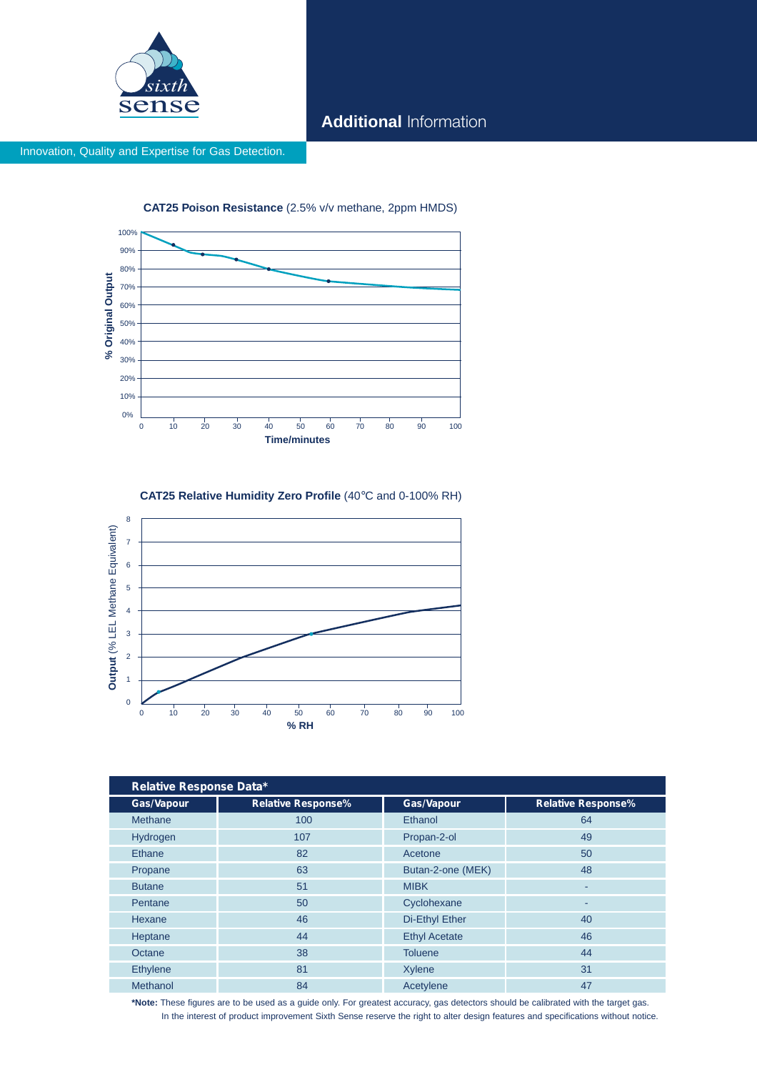sixth sense

Innovation, Quality and Expertise for Gas Detection.

## **Additional** Information

**CAT25 Poison Resistance** (2.5% v/v methane, 2ppm HMDS)

% Original Output

100%
90%
80%
70%
60%
50%
40%
30%
20%
10%
0%

0 10 20 30 40 50 60 70 80 90 100

Time/minutes

**CAT25 Relative Humidity Zero Profile** (40°C and 0-100% RH)

Output (% LEL Methane Equivalent)

8
7
6
5
4
3
2
1
0

0 10 20 30 40 50 60 70 80 90 100

% RH

**Relative Response Data***

| Gas/Vapour | Relative Response% | Gas/Vapour | Relative Response% |
|---|---|---|---|
| Methane | 100 | Ethanol | 64 |
| Hydrogen | 107 | Propan-2-ol | 49 |
| Ethane | 82 | Acetone | 50 |
| Propane | 63 | Butan-2-one (MEK) | 48 |
| Butane | 51 | MIBK | - |
| Pentane | 50 | Cyclohexane | - |
| Hexane | 46 | Di-Ethyl Ether | 40 |
| Heptane | 44 | Ethyl Acetate | 46 |
| Octane | 38 | Toluene | 44 |
| Ethylene | 81 | Xylene | 31 |
| Methanol | 84 | Acetylene | 47 |

***Note:** These figures are to be used as a guide only. For greatest accuracy, gas detectors should be calibrated with the target gas. In the interest of product improvement Sixth Sense reserve the right to alter design features and specifications without notice.